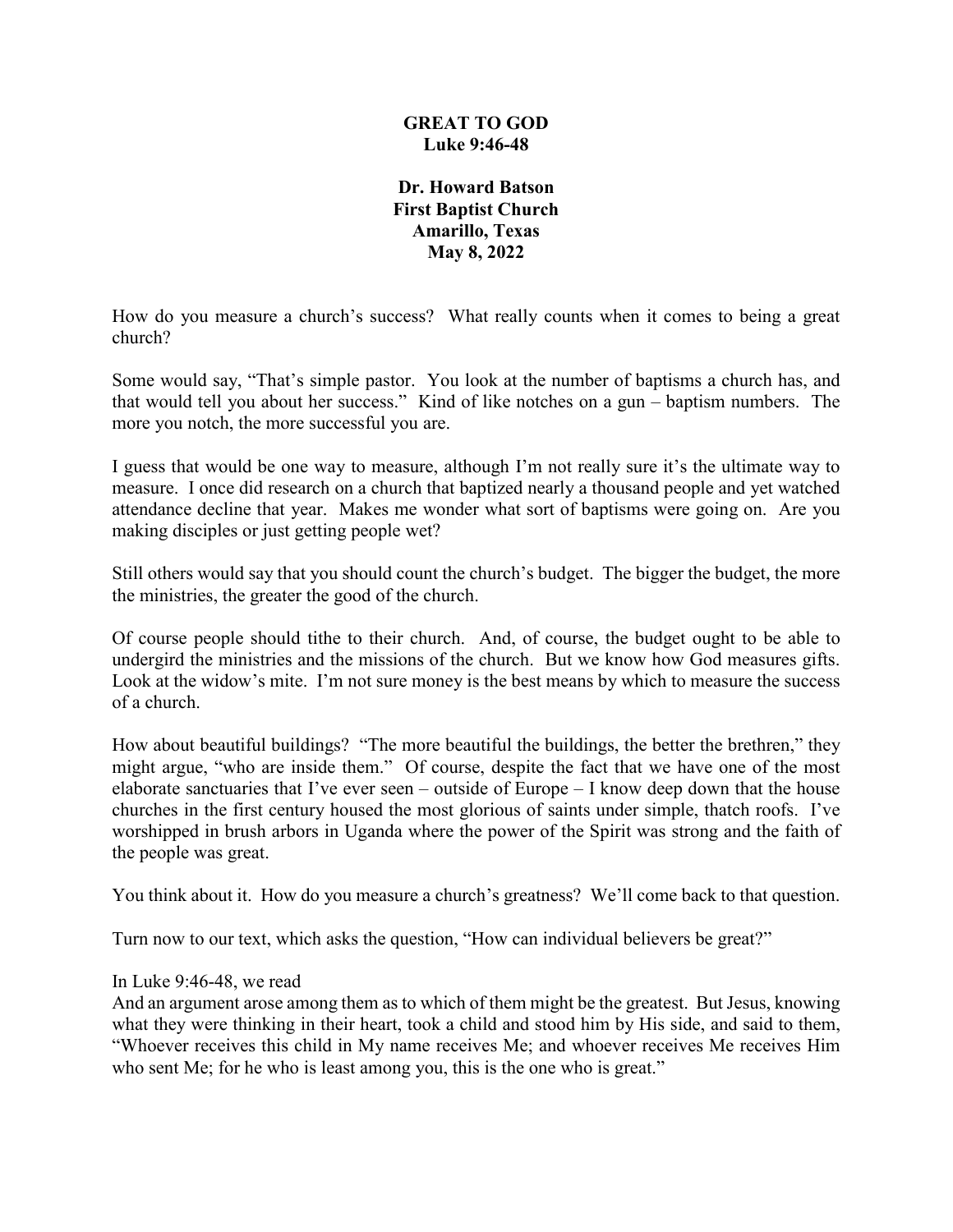# GREAT TO GOD
## Luke 9:46-48

**Dr. Howard Batson**
**First Baptist Church**
**Amarillo, Texas**
**May 8, 2022**

How do you measure a church's success? What really counts when it comes to being a great church?

Some would say, "That's simple pastor. You look at the number of baptisms a church has, and that would tell you about her success." Kind of like notches on a gun – baptism numbers. The more you notch, the more successful you are.

I guess that would be one way to measure, although I'm not really sure it's the ultimate way to measure. I once did research on a church that baptized nearly a thousand people and yet watched attendance decline that year. Makes me wonder what sort of baptisms were going on. Are you making disciples or just getting people wet?

Still others would say that you should count the church's budget. The bigger the budget, the more the ministries, the greater the good of the church.

Of course people should tithe to their church. And, of course, the budget ought to be able to undergird the ministries and the missions of the church. But we know how God measures gifts. Look at the widow's mite. I'm not sure money is the best means by which to measure the success of a church.

How about beautiful buildings? "The more beautiful the buildings, the better the brethren," they might argue, "who are inside them." Of course, despite the fact that we have one of the most elaborate sanctuaries that I've ever seen – outside of Europe – I know deep down that the house churches in the first century housed the most glorious of saints under simple, thatch roofs. I've worshipped in brush arbors in Uganda where the power of the Spirit was strong and the faith of the people was great.

You think about it. How do you measure a church's greatness? We'll come back to that question.

Turn now to our text, which asks the question, "How can individual believers be great?"

In Luke 9:46-48, we read
And an argument arose among them as to which of them might be the greatest. But Jesus, knowing what they were thinking in their heart, took a child and stood him by His side, and said to them, "Whoever receives this child in My name receives Me; and whoever receives Me receives Him who sent Me; for he who is least among you, this is the one who is great."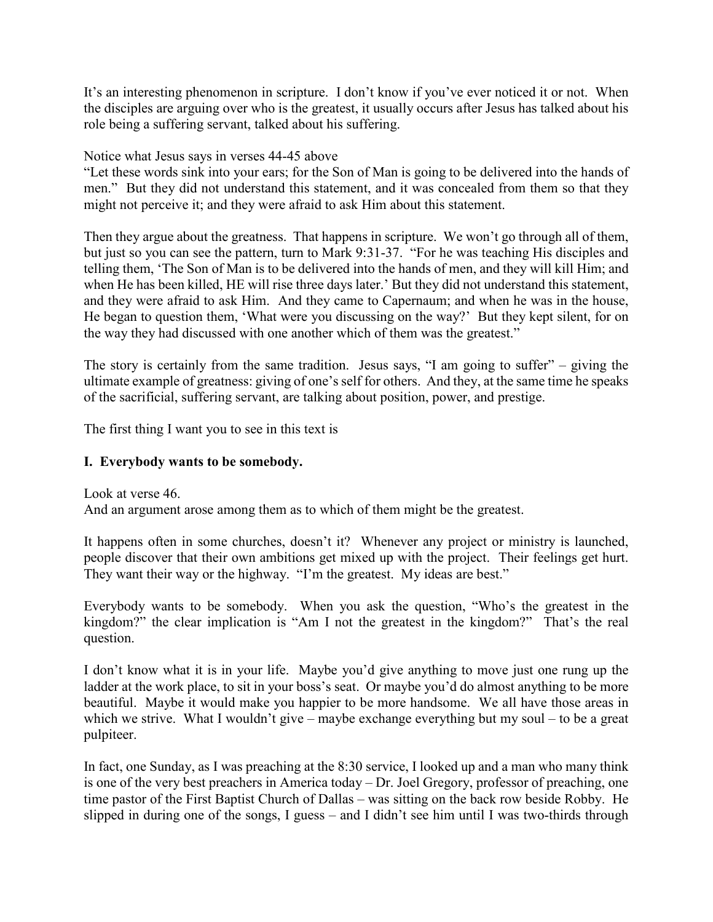It's an interesting phenomenon in scripture. I don't know if you've ever noticed it or not. When the disciples are arguing over who is the greatest, it usually occurs after Jesus has talked about his role being a suffering servant, talked about his suffering.

Notice what Jesus says in verses 44-45 above
"Let these words sink into your ears; for the Son of Man is going to be delivered into the hands of men." But they did not understand this statement, and it was concealed from them so that they might not perceive it; and they were afraid to ask Him about this statement.

Then they argue about the greatness. That happens in scripture. We won't go through all of them, but just so you can see the pattern, turn to Mark 9:31-37. "For he was teaching His disciples and telling them, 'The Son of Man is to be delivered into the hands of men, and they will kill Him; and when He has been killed, HE will rise three days later.' But they did not understand this statement, and they were afraid to ask Him. And they came to Capernaum; and when he was in the house, He began to question them, 'What were you discussing on the way?' But they kept silent, for on the way they had discussed with one another which of them was the greatest."

The story is certainly from the same tradition. Jesus says, "I am going to suffer" – giving the ultimate example of greatness: giving of one's self for others. And they, at the same time he speaks of the sacrificial, suffering servant, are talking about position, power, and prestige.

The first thing I want you to see in this text is

**I. Everybody wants to be somebody.**

Look at verse 46.
And an argument arose among them as to which of them might be the greatest.

It happens often in some churches, doesn't it? Whenever any project or ministry is launched, people discover that their own ambitions get mixed up with the project. Their feelings get hurt. They want their way or the highway. "I'm the greatest. My ideas are best."

Everybody wants to be somebody. When you ask the question, "Who's the greatest in the kingdom?" the clear implication is "Am I not the greatest in the kingdom?" That's the real question.

I don't know what it is in your life. Maybe you'd give anything to move just one rung up the ladder at the work place, to sit in your boss's seat. Or maybe you'd do almost anything to be more beautiful. Maybe it would make you happier to be more handsome. We all have those areas in which we strive. What I wouldn't give – maybe exchange everything but my soul – to be a great pulpiteer.

In fact, one Sunday, as I was preaching at the 8:30 service, I looked up and a man who many think is one of the very best preachers in America today – Dr. Joel Gregory, professor of preaching, one time pastor of the First Baptist Church of Dallas – was sitting on the back row beside Robby. He slipped in during one of the songs, I guess – and I didn't see him until I was two-thirds through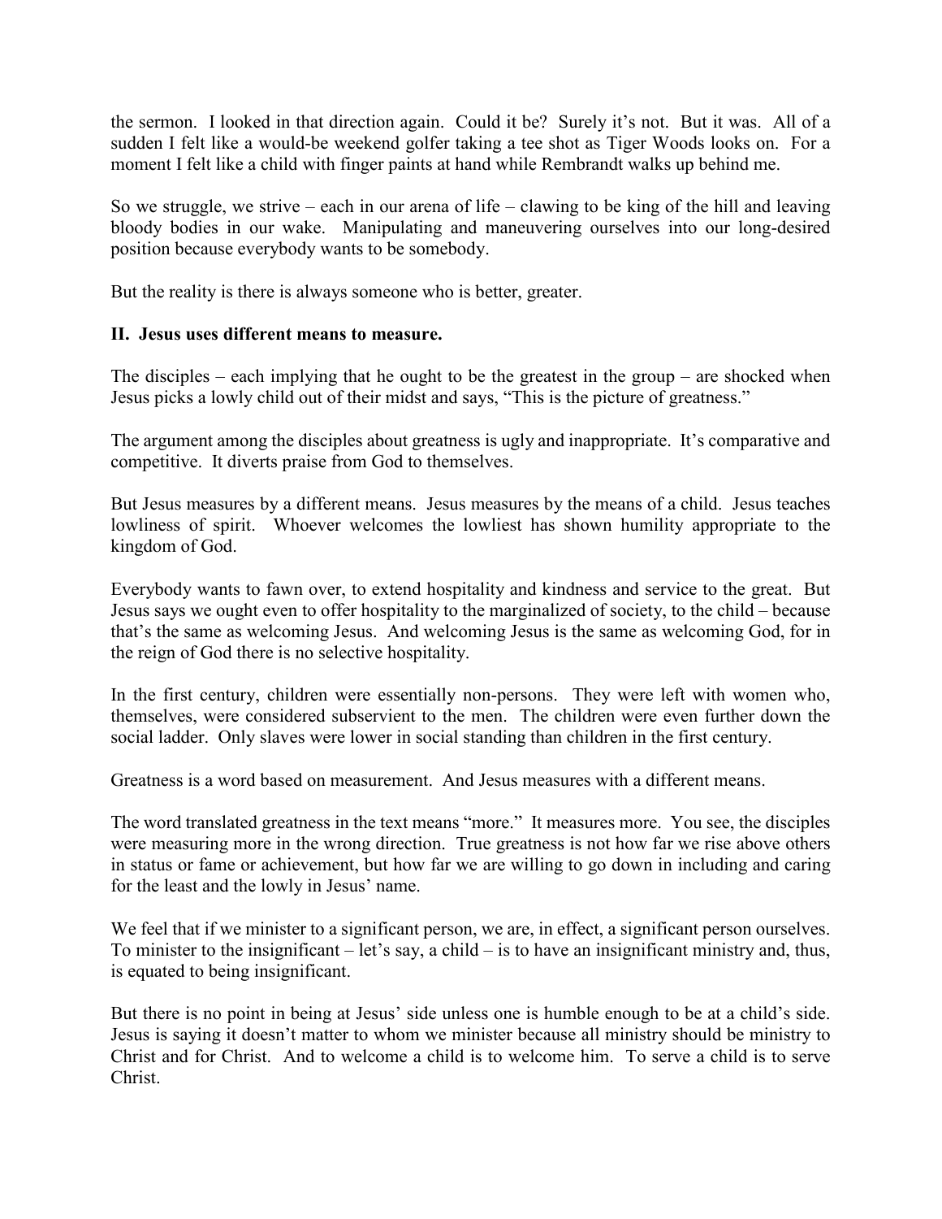the sermon. I looked in that direction again. Could it be? Surely it's not. But it was. All of a sudden I felt like a would-be weekend golfer taking a tee shot as Tiger Woods looks on. For a moment I felt like a child with finger paints at hand while Rembrandt walks up behind me.

So we struggle, we strive – each in our arena of life – clawing to be king of the hill and leaving bloody bodies in our wake. Manipulating and maneuvering ourselves into our long-desired position because everybody wants to be somebody.

But the reality is there is always someone who is better, greater.

**II. Jesus uses different means to measure.**

The disciples – each implying that he ought to be the greatest in the group – are shocked when Jesus picks a lowly child out of their midst and says, "This is the picture of greatness."

The argument among the disciples about greatness is ugly and inappropriate. It's comparative and competitive. It diverts praise from God to themselves.

But Jesus measures by a different means. Jesus measures by the means of a child. Jesus teaches lowliness of spirit. Whoever welcomes the lowliest has shown humility appropriate to the kingdom of God.

Everybody wants to fawn over, to extend hospitality and kindness and service to the great. But Jesus says we ought even to offer hospitality to the marginalized of society, to the child – because that's the same as welcoming Jesus. And welcoming Jesus is the same as welcoming God, for in the reign of God there is no selective hospitality.

In the first century, children were essentially non-persons. They were left with women who, themselves, were considered subservient to the men. The children were even further down the social ladder. Only slaves were lower in social standing than children in the first century.

Greatness is a word based on measurement. And Jesus measures with a different means.

The word translated greatness in the text means "more." It measures more. You see, the disciples were measuring more in the wrong direction. True greatness is not how far we rise above others in status or fame or achievement, but how far we are willing to go down in including and caring for the least and the lowly in Jesus' name.

We feel that if we minister to a significant person, we are, in effect, a significant person ourselves. To minister to the insignificant – let's say, a child – is to have an insignificant ministry and, thus, is equated to being insignificant.

But there is no point in being at Jesus' side unless one is humble enough to be at a child's side. Jesus is saying it doesn't matter to whom we minister because all ministry should be ministry to Christ and for Christ. And to welcome a child is to welcome him. To serve a child is to serve Christ.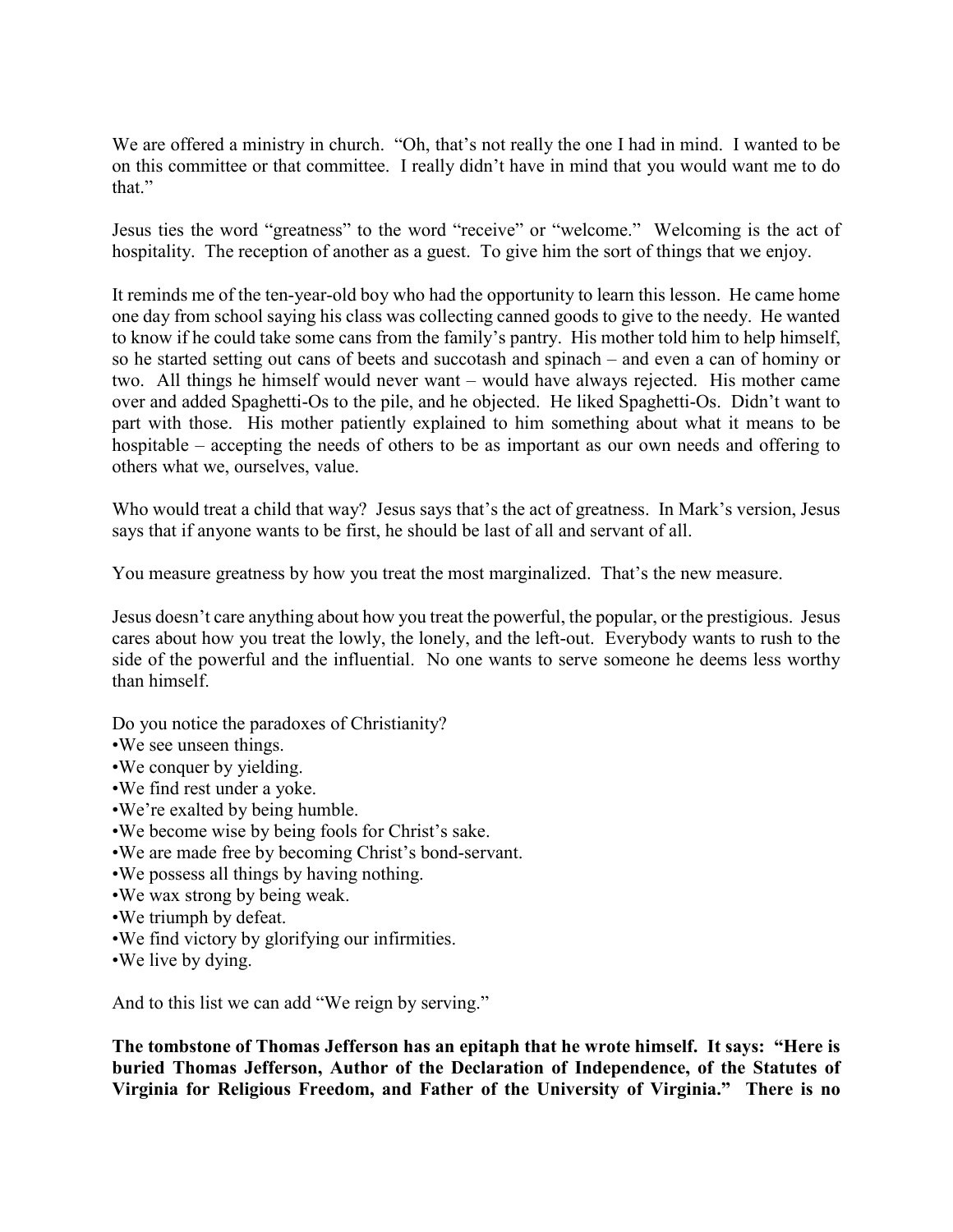We are offered a ministry in church. "Oh, that's not really the one I had in mind. I wanted to be on this committee or that committee. I really didn't have in mind that you would want me to do that."

Jesus ties the word "greatness" to the word "receive" or "welcome." Welcoming is the act of hospitality. The reception of another as a guest. To give him the sort of things that we enjoy.

It reminds me of the ten-year-old boy who had the opportunity to learn this lesson. He came home one day from school saying his class was collecting canned goods to give to the needy. He wanted to know if he could take some cans from the family's pantry. His mother told him to help himself, so he started setting out cans of beets and succotash and spinach – and even a can of hominy or two. All things he himself would never want – would have always rejected. His mother came over and added Spaghetti-Os to the pile, and he objected. He liked Spaghetti-Os. Didn't want to part with those. His mother patiently explained to him something about what it means to be hospitable – accepting the needs of others to be as important as our own needs and offering to others what we, ourselves, value.

Who would treat a child that way? Jesus says that's the act of greatness. In Mark's version, Jesus says that if anyone wants to be first, he should be last of all and servant of all.

You measure greatness by how you treat the most marginalized. That's the new measure.

Jesus doesn't care anything about how you treat the powerful, the popular, or the prestigious. Jesus cares about how you treat the lowly, the lonely, and the left-out. Everybody wants to rush to the side of the powerful and the influential. No one wants to serve someone he deems less worthy than himself.

Do you notice the paradoxes of Christianity?

- We see unseen things.
- We conquer by yielding.
- We find rest under a yoke.
- We're exalted by being humble.
- We become wise by being fools for Christ's sake.
- We are made free by becoming Christ's bond-servant.
- We possess all things by having nothing.
- We wax strong by being weak.
- We triumph by defeat.
- We find victory by glorifying our infirmities.
- We live by dying.

And to this list we can add "We reign by serving."

**The tombstone of Thomas Jefferson has an epitaph that he wrote himself. It says: "Here is buried Thomas Jefferson, Author of the Declaration of Independence, of the Statutes of Virginia for Religious Freedom, and Father of the University of Virginia." There is no**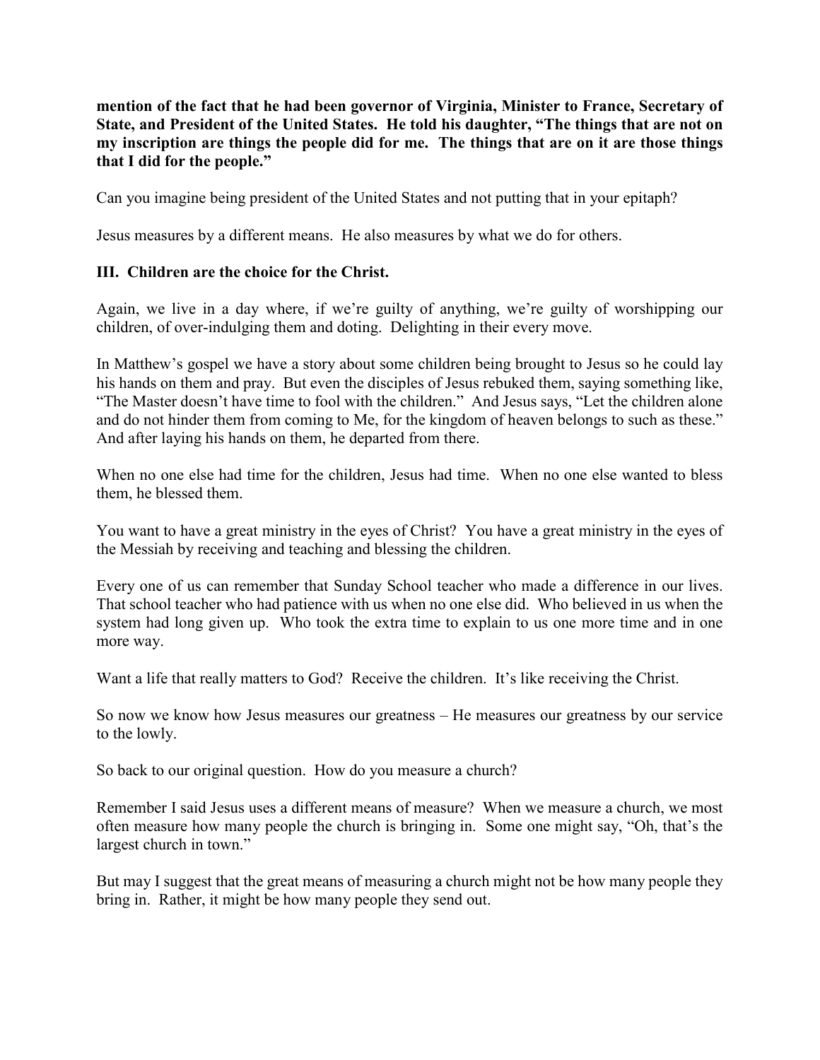**mention of the fact that he had been governor of Virginia, Minister to France, Secretary of State, and President of the United States. He told his daughter, "The things that are not on my inscription are things the people did for me. The things that are on it are those things that I did for the people."**

Can you imagine being president of the United States and not putting that in your epitaph?

Jesus measures by a different means. He also measures by what we do for others.

**III. Children are the choice for the Christ.**

Again, we live in a day where, if we're guilty of anything, we're guilty of worshipping our children, of over-indulging them and doting. Delighting in their every move.

In Matthew's gospel we have a story about some children being brought to Jesus so he could lay his hands on them and pray. But even the disciples of Jesus rebuked them, saying something like, "The Master doesn't have time to fool with the children." And Jesus says, "Let the children alone and do not hinder them from coming to Me, for the kingdom of heaven belongs to such as these." And after laying his hands on them, he departed from there.

When no one else had time for the children, Jesus had time. When no one else wanted to bless them, he blessed them.

You want to have a great ministry in the eyes of Christ? You have a great ministry in the eyes of the Messiah by receiving and teaching and blessing the children.

Every one of us can remember that Sunday School teacher who made a difference in our lives. That school teacher who had patience with us when no one else did. Who believed in us when the system had long given up. Who took the extra time to explain to us one more time and in one more way.

Want a life that really matters to God? Receive the children. It's like receiving the Christ.

So now we know how Jesus measures our greatness – He measures our greatness by our service to the lowly.

So back to our original question. How do you measure a church?

Remember I said Jesus uses a different means of measure? When we measure a church, we most often measure how many people the church is bringing in. Some one might say, "Oh, that's the largest church in town."

But may I suggest that the great means of measuring a church might not be how many people they bring in. Rather, it might be how many people they send out.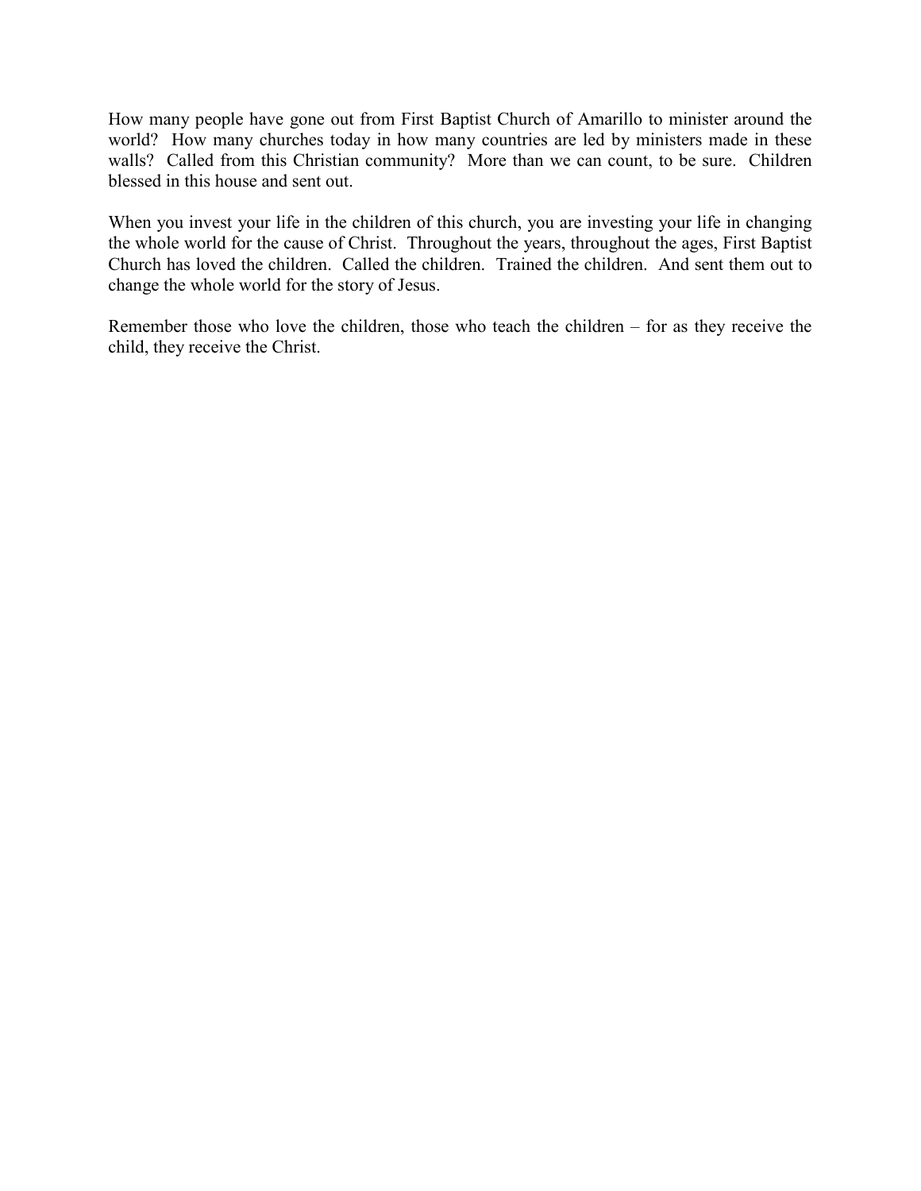How many people have gone out from First Baptist Church of Amarillo to minister around the world? How many churches today in how many countries are led by ministers made in these walls? Called from this Christian community? More than we can count, to be sure. Children blessed in this house and sent out.

When you invest your life in the children of this church, you are investing your life in changing the whole world for the cause of Christ. Throughout the years, throughout the ages, First Baptist Church has loved the children. Called the children. Trained the children. And sent them out to change the whole world for the story of Jesus.

Remember those who love the children, those who teach the children – for as they receive the child, they receive the Christ.